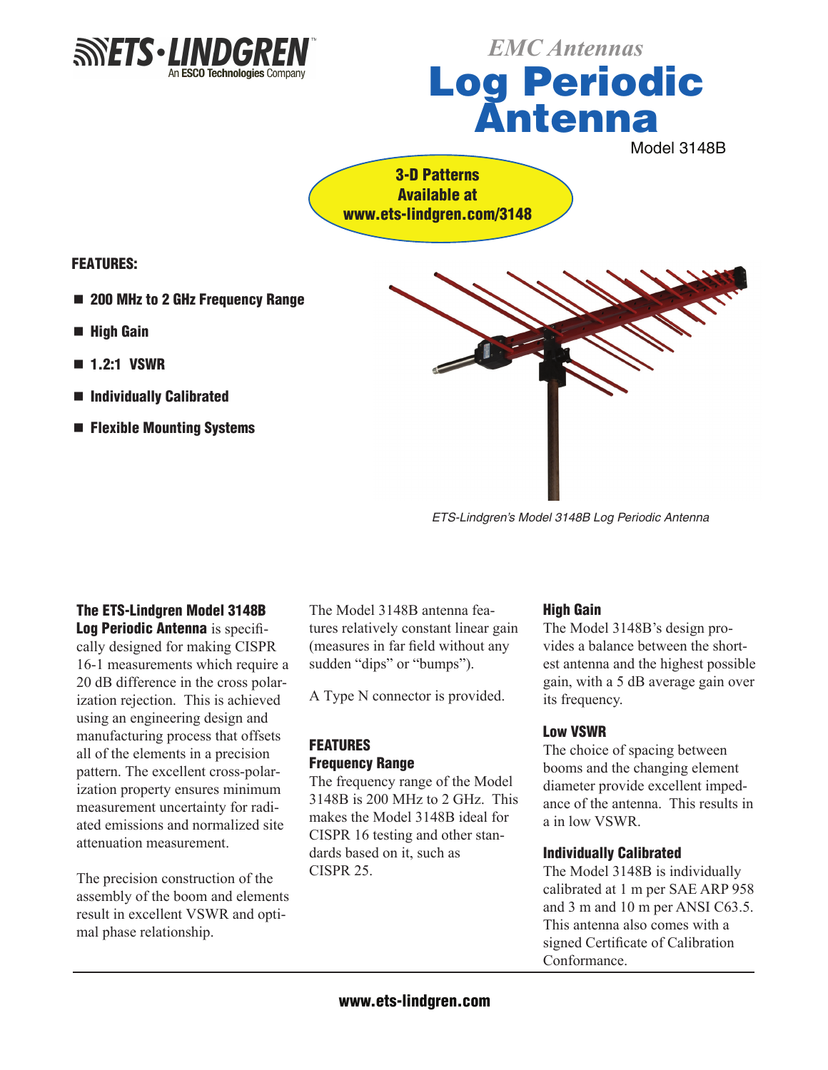ETS·LINDGREN
An ESCO Technologies Company

*EMC Antennas*

# Log Periodic Antenna

Model 3148B

**3-D Patterns Available at www.ets-lindgren.com/3148**

**FEATURES:**

- **200 MHz to 2 GHz Frequency Range**
- **High Gain**
- **1.2:1 VSWR**
- **Individually Calibrated**
- **Flexible Mounting Systems**

*ETS-Lindgren's Model 3148B Log Periodic Antenna*

**The ETS-Lindgren Model 3148B Log Periodic Antenna** is specifically designed for making CISPR 16-1 measurements which require a 20 dB difference in the cross polarization rejection. This is achieved using an engineering design and manufacturing process that offsets all of the elements in a precision pattern. The excellent cross-polarization property ensures minimum measurement uncertainty for radiated emissions and normalized site attenuation measurement.

The precision construction of the assembly of the boom and elements result in excellent VSWR and optimal phase relationship.

The Model 3148B antenna features relatively constant linear gain (measures in far field without any sudden "dips" or "bumps").

A Type N connector is provided.

## FEATURES

### Frequency Range

The frequency range of the Model 3148B is 200 MHz to 2 GHz. This makes the Model 3148B ideal for CISPR 16 testing and other standards based on it, such as CISPR 25.

### High Gain

The Model 3148B's design provides a balance between the shortest antenna and the highest possible gain, with a 5 dB average gain over its frequency.

### Low VSWR

The choice of spacing between booms and the changing element diameter provide excellent impedance of the antenna. This results in a in low VSWR.

### Individually Calibrated

The Model 3148B is individually calibrated at 1 m per SAE ARP 958 and 3 m and 10 m per ANSI C63.5. This antenna also comes with a signed Certificate of Calibration Conformance.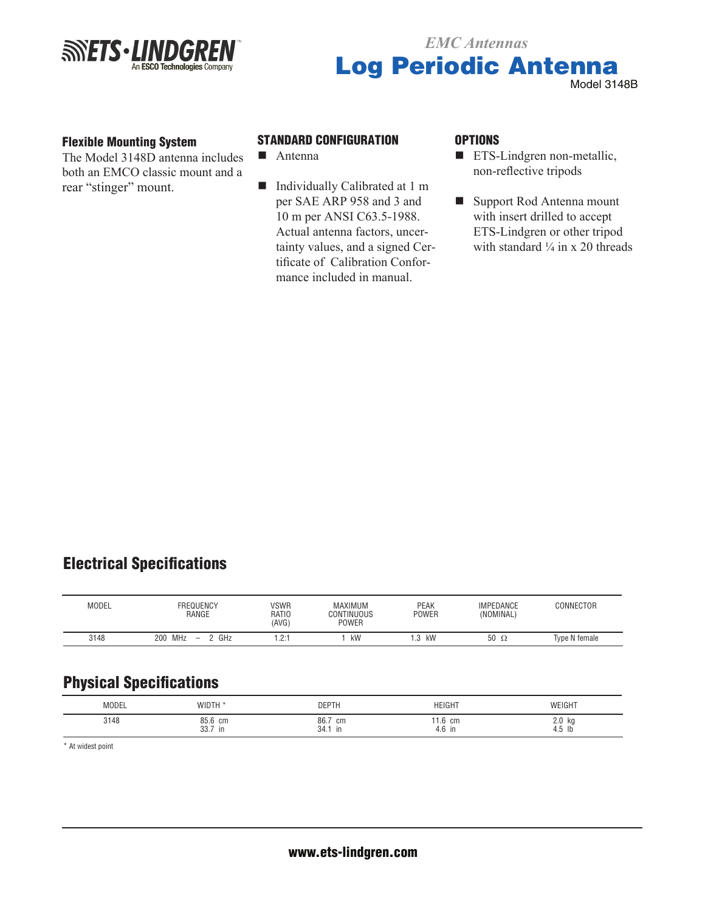*EMC Antennas*

# Log Periodic Antenna

Model 3148B

### Flexible Mounting System

The Model 3148D antenna includes both an EMCO classic mount and a rear "stinger" mount.

### STANDARD CONFIGURATION

- Antenna
- Individually Calibrated at 1 m per SAE ARP 958 and 3 and 10 m per ANSI C63.5-1988. Actual antenna factors, uncertainty values, and a signed Certificate of Calibration Conformance included in manual.

### OPTIONS

- ETS-Lindgren non-metallic, non-reflective tripods
- Support Rod Antenna mount with insert drilled to accept ETS-Lindgren or other tripod with standard ¼ in x 20 threads

## Electrical Specifications

| MODEL | FREQUENCY RANGE | VSWR RATIO (AVG) | MAXIMUM CONTINUOUS POWER | PEAK POWER | IMPEDANCE (NOMINAL) | CONNECTOR |
|---|---|---|---|---|---|---|
| 3148 | 200 MHz – 2 GHz | 1.2:1 | 1 kW | 1.3 kW | 50 Ω | Type N female |

## Physical Specifications

| MODEL | WIDTH * | DEPTH | HEIGHT | WEIGHT |
|---|---|---|---|---|
| 3148 | 85.6 cm<br>33.7 in | 86.7 cm<br>34.1 in | 11.6 cm<br>4.6 in | 2.0 kg<br>4.5 lb |

* At widest point

**www.ets-lindgren.com**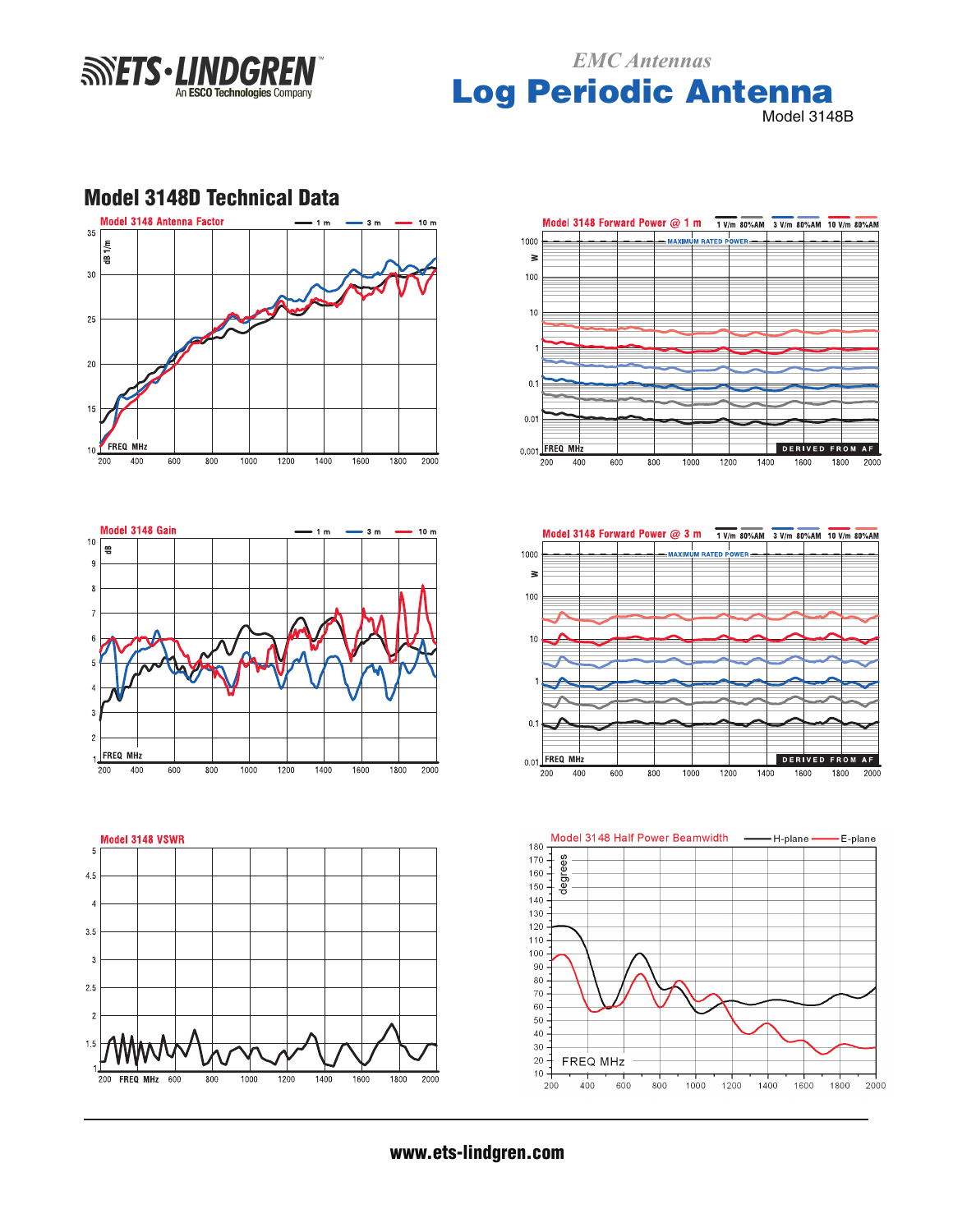*EMC Antennas*

# Log Periodic Antenna

Model 3148B

## Model 3148D Technical Data

**Model 3148 Antenna Factor** — 1 m, 3 m, 10 m

dB 1/m; FREQ MHz

**Model 3148 Forward Power @ 1 m** — 1 V/m 80%AM, 3 V/m 80%AM, 10 V/m 80%AM

W; MAXIMUM RATED POWER; FREQ MHz; DERIVED FROM AF

**Model 3148 Gain** — 1 m, 3 m, 10 m

dB; FREQ MHz

**Model 3148 Forward Power @ 3 m** — 1 V/m 80%AM, 3 V/m 80%AM, 10 V/m 80%AM

W; MAXIMUM RATED POWER; FREQ MHz; DERIVED FROM AF

**Model 3148 VSWR**

FREQ MHz

**Model 3148 Half Power Beamwidth** — H-plane, E-plane

degrees; FREQ MHz

**www.ets-lindgren.com**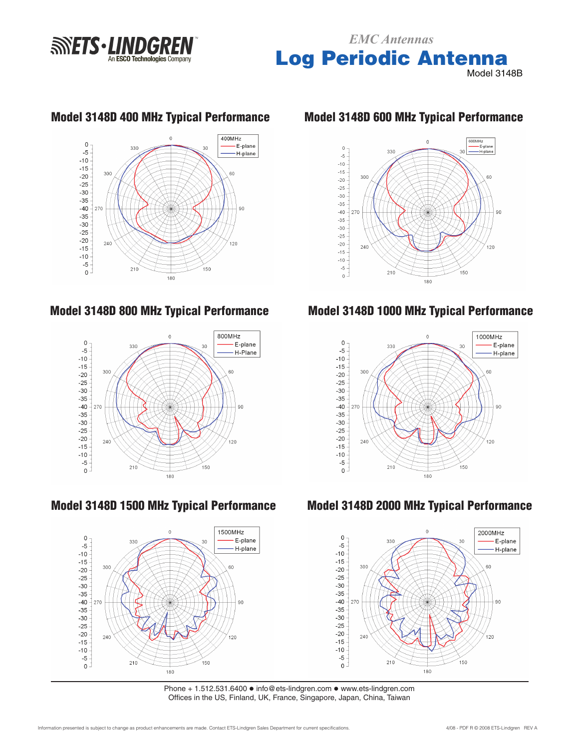*EMC Antennas*

# Log Periodic Antenna

Model 3148B

## Model 3148D 400 MHz Typical Performance

400MHz
E-plane
H-plane

0 330 30 300 60 270 90 240 120 210 150 180

0 -5 -10 -15 -20 -25 -30 -35 -40 -35 -30 -25 -20 -15 -10 -5 0

## Model 3148D 600 MHz Typical Performance

600MHz
E-plane
H-plane

0 330 30 300 60 270 90 240 120 210 150 180

0 -5 -10 -15 -20 -25 -30 -35 -40 -35 -30 -25 -20 -15 -10 -5 0

## Model 3148D 800 MHz Typical Performance

800MHz
E-plane
H-Plane

0 330 30 300 60 270 90 240 120 210 150 180

0 -5 -10 -15 -20 -25 -30 -35 -40 -35 -30 -25 -20 -15 -10 -5 0

## Model 3148D 1000 MHz Typical Performance

1000MHz
E-plane
H-plane

0 330 30 300 60 270 90 240 120 210 150 180

0 -5 -10 -15 -20 -25 -30 -35 -40 -35 -30 -25 -20 -15 -10 -5 0

## Model 3148D 1500 MHz Typical Performance

1500MHz
E-plane
H-plane

0 330 30 300 60 270 90 240 120 210 150 180

0 -5 -10 -15 -20 -25 -30 -35 -40 -35 -30 -25 -20 -15 -10 -5 0

## Model 3148D 2000 MHz Typical Performance

2000MHz
E-plane
H-plane

0 330 30 300 60 270 90 240 120 210 150 180

0 -5 -10 -15 -20 -25 -30 -35 -40 -35 -30 -25 -20 -15 -10 -5 0

---

Phone + 1.512.531.6400 ● info@ets-lindgren.com ● www.ets-lindgren.com
Offices in the US, Finland, UK, France, Singapore, Japan, China, Taiwan

Information presented is subject to change as product enhancements are made. Contact ETS-Lindgren Sales Department for current specifications.

4/08 - PDF R © 2008 ETS-Lindgren REV A